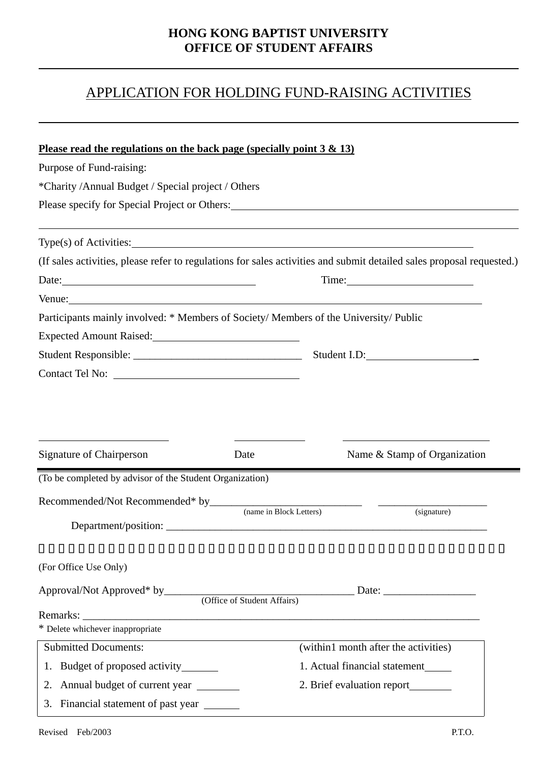**HONG KONG BAPTIST UNIVERSITY**
**OFFICE OF STUDENT AFFAIRS**

---

# APPLICATION FOR HOLDING FUND-RAISING ACTIVITIES

---

**Please read the regulations on the back page (specially point 3 & 13)**

Purpose of Fund-raising:

*Charity /Annual Budget / Special project / Others

Please specify for Special Project or Others:______________________________________________

______________________________________________________________________________

Type(s) of Activities:__________________________________________________________

(If sales activities, please refer to regulations for sales activities and submit detailed sales proposal requested.)

Date:_______________________________ Time:____________________

Venue:_______________________________________________________________

Participants mainly involved: * Members of Society/ Members of the University/ Public

Expected Amount Raised:______________________

Student Responsible: _______________________________ Student I.D:____________________

Contact Tel No: ____________________________

______________________ ____________ __________________________

Signature of Chairperson Date Name & Stamp of Organization

---

(To be completed by advisor of the Student Organization)

Recommended/Not Recommended* by____________________________ ____________________
(name in Block Letters) (signature)

Department/position: ______________________________________________________________

---

(For Office Use Only)

Approval/Not Approved* by__________________________________ Date: _________________
(Office of Student Affairs)

Remarks: ____________________________________________________________________________

* Delete whichever inappropriate

| Submitted Documents: | (within1 month after the activities) |
|---|---|
| 1. Budget of proposed activity_______ | 1. Actual financial statement_____ |
| 2. Annual budget of current year ________ | 2. Brief evaluation report________ |
| 3. Financial statement of past year _______ | |

Revised Feb/2003

P.T.O.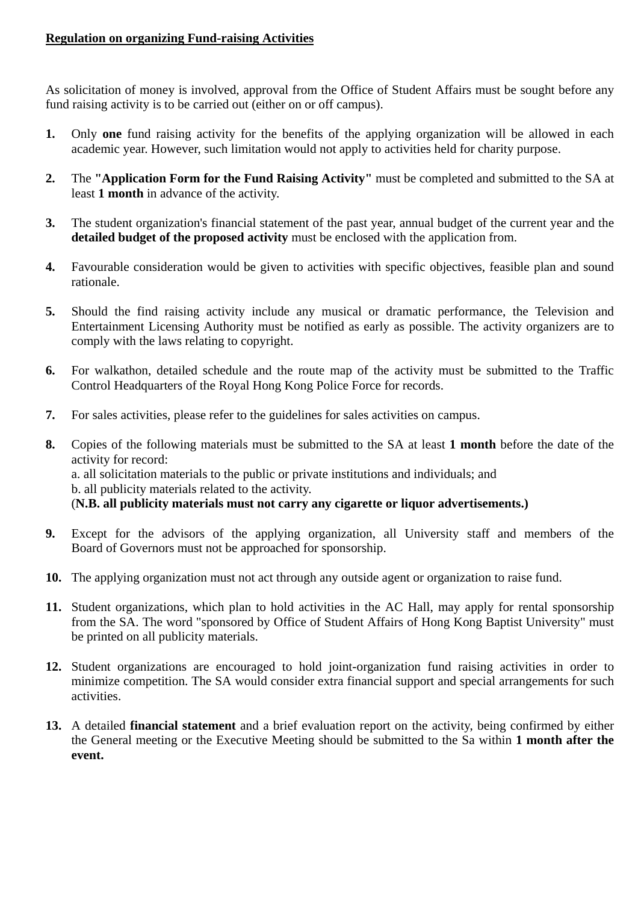**Regulation on organizing Fund-raising Activities**

As solicitation of money is involved, approval from the Office of Student Affairs must be sought before any fund raising activity is to be carried out (either on or off campus).

1. Only **one** fund raising activity for the benefits of the applying organization will be allowed in each academic year. However, such limitation would not apply to activities held for charity purpose.

2. The **"Application Form for the Fund Raising Activity"** must be completed and submitted to the SA at least **1 month** in advance of the activity.

3. The student organization's financial statement of the past year, annual budget of the current year and the **detailed budget of the proposed activity** must be enclosed with the application from.

4. Favourable consideration would be given to activities with specific objectives, feasible plan and sound rationale.

5. Should the find raising activity include any musical or dramatic performance, the Television and Entertainment Licensing Authority must be notified as early as possible. The activity organizers are to comply with the laws relating to copyright.

6. For walkathon, detailed schedule and the route map of the activity must be submitted to the Traffic Control Headquarters of the Royal Hong Kong Police Force for records.

7. For sales activities, please refer to the guidelines for sales activities on campus.

8. Copies of the following materials must be submitted to the SA at least **1 month** before the date of the activity for record:
   a. all solicitation materials to the public or private institutions and individuals; and
   b. all publicity materials related to the activity.
   (**N.B. all publicity materials must not carry any cigarette or liquor advertisements.)**

9. Except for the advisors of the applying organization, all University staff and members of the Board of Governors must not be approached for sponsorship.

10. The applying organization must not act through any outside agent or organization to raise fund.

11. Student organizations, which plan to hold activities in the AC Hall, may apply for rental sponsorship from the SA. The word "sponsored by Office of Student Affairs of Hong Kong Baptist University" must be printed on all publicity materials.

12. Student organizations are encouraged to hold joint-organization fund raising activities in order to minimize competition. The SA would consider extra financial support and special arrangements for such activities.

13. A detailed **financial statement** and a brief evaluation report on the activity, being confirmed by either the General meeting or the Executive Meeting should be submitted to the Sa within **1 month after the event.**